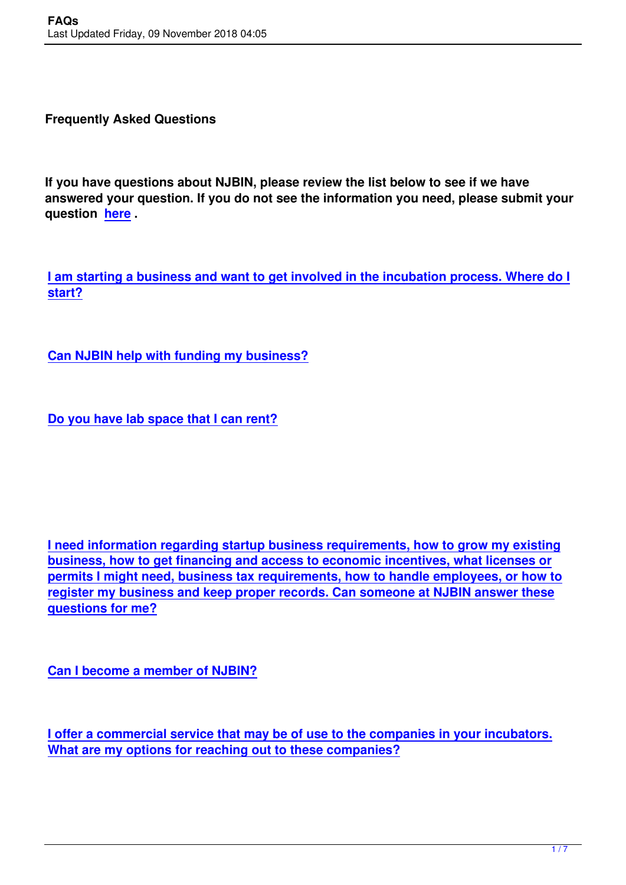**Frequently Asked Questions**

**If you have questions about NJBIN, please review the list below to see if we have answered your question. If you do not see the information you need, please submit your question here .**

**I am starting a business and want to get involved in the incubation process. Where do I start?**

**Can NJBIN help with funding my business?**

**Do you have lab space that I can rent?**

**I need information regarding startup business requirements, how to grow my existing business, how to get financing and access to economic incentives, what licenses or permits I might need, business tax requirements, how to handle employees, or how to register my business and keep proper records. Can someone at NJBIN answer these questions for me?**

**Can I become a member of NJBIN?**

**I offer a commercial service that may be of use to the companies in your incubators. What are my options for reaching out to these companies?**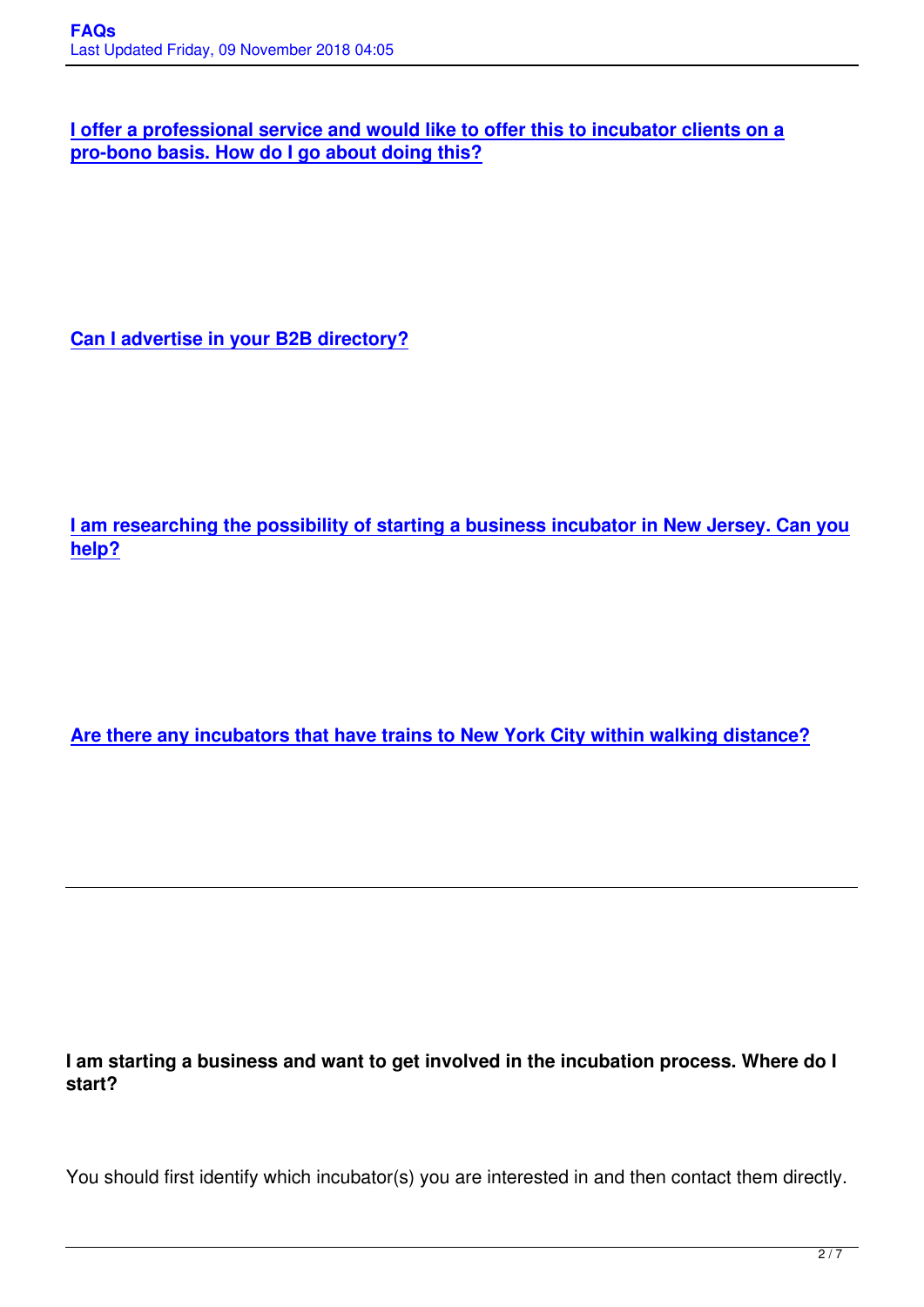[I offer a professional service and would like to offer this to incubator clients on a pro-bono basis. How do I go about doing this?]

[Can I advertise in your B2B directory?]

[I am researching the possibility of starting a business incubator in New Jersey. Can you help?]

[Are there any incubators that have trains to New York City within walking distance?]

---

**I am starting a business and want to get involved in the incubation process. Where do I start?**

You should first identify which incubator(s) you are interested in and then contact them directly.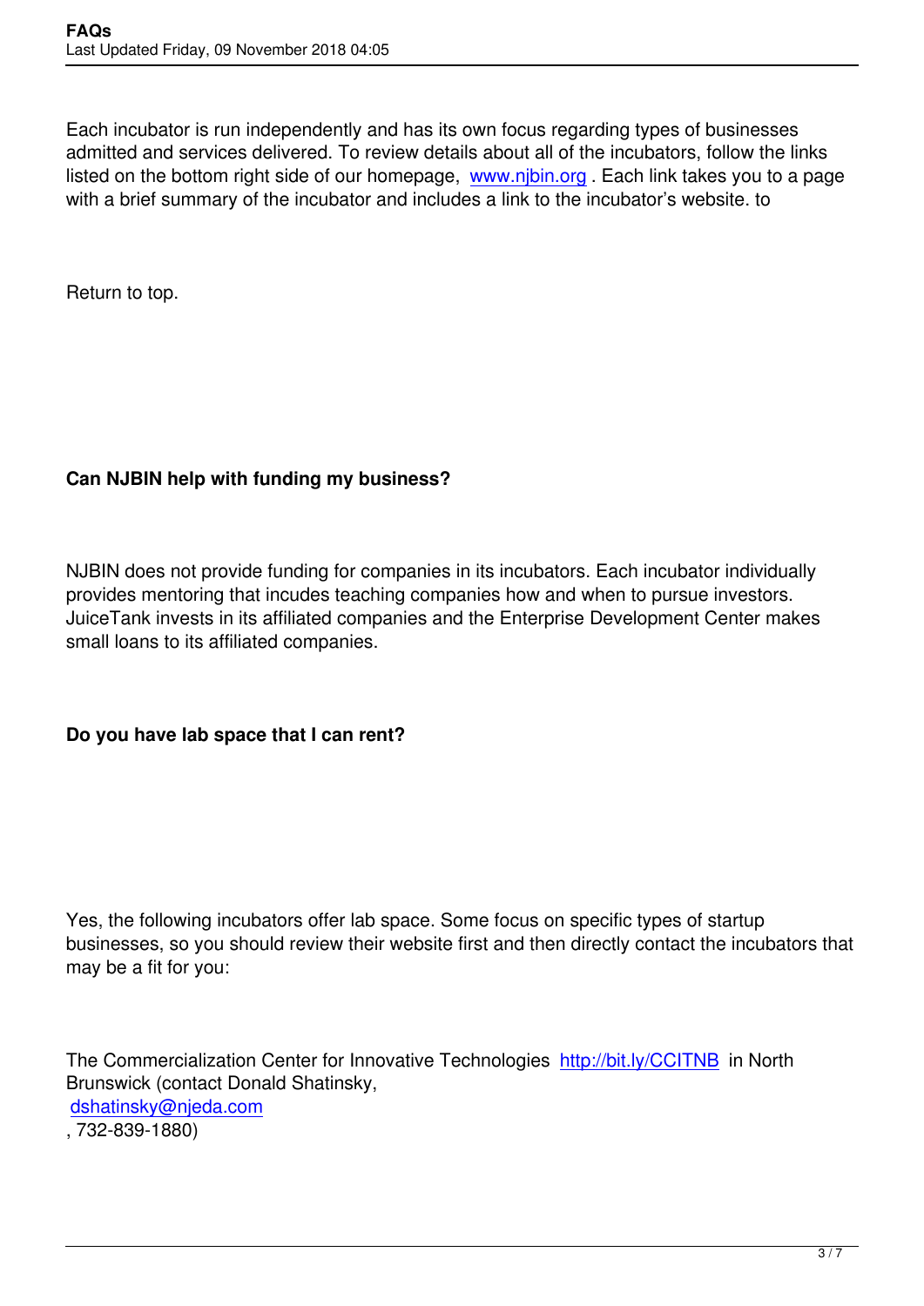Each incubator is run independently and has its own focus regarding types of businesses admitted and services delivered. To review details about all of the incubators, follow the links listed on the bottom right side of our homepage, [www.njbin.org](http://www.njbin.org) . Each link takes you to a page with a brief summary of the incubator and includes a link to the incubator's website. to

Return to top.

**Can NJBIN help with funding my business?**

NJBIN does not provide funding for companies in its incubators. Each incubator individually provides mentoring that incudes teaching companies how and when to pursue investors. JuiceTank invests in its affiliated companies and the Enterprise Development Center makes small loans to its affiliated companies.

**Do you have lab space that I can rent?**

Yes, the following incubators offer lab space. Some focus on specific types of startup businesses, so you should review their website first and then directly contact the incubators that may be a fit for you:

The Commercialization Center for Innovative Technologies [http://bit.ly/CCITNB](http://bit.ly/CCITNB) in North Brunswick (contact Donald Shatinsky, [dshatinsky@njeda.com](mailto:dshatinsky@njeda.com) , 732-839-1880)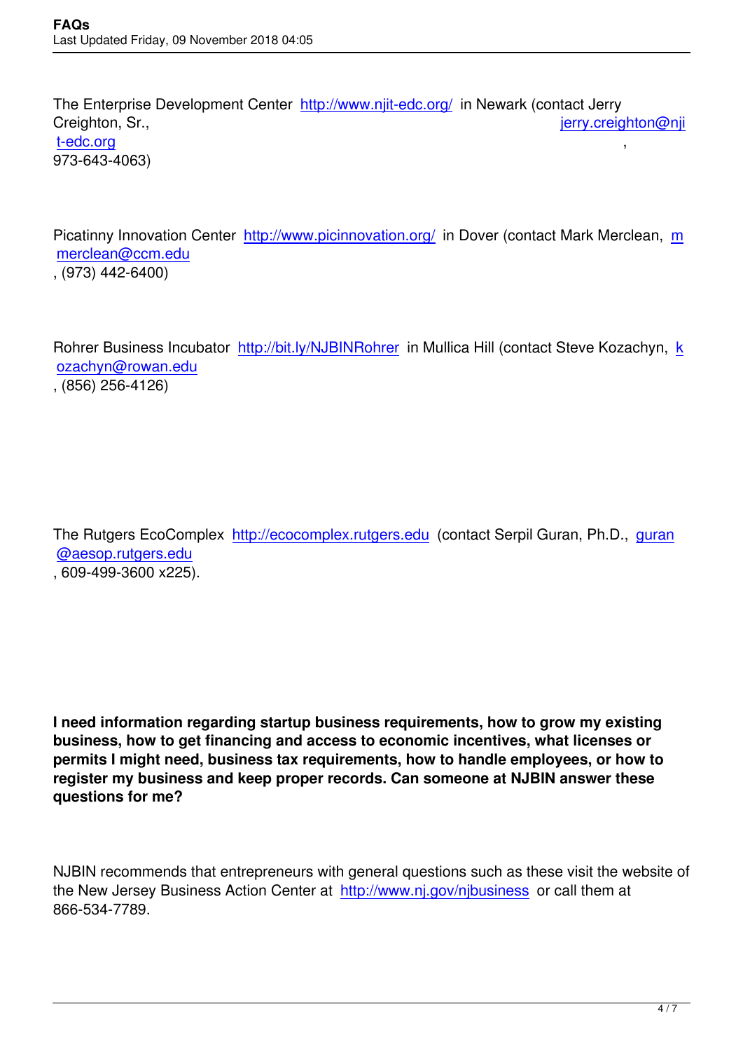The Enterprise Development Center http://www.njit-edc.org/ in Newark (contact Jerry Creighton, Sr., jerry.creighton@njit-edc.org, 973-643-4063)

Picatinny Innovation Center http://www.picinnovation.org/ in Dover (contact Mark Merclean, mmerclean@ccm.edu, (973) 442-6400)

Rohrer Business Incubator http://bit.ly/NJBINRohrer in Mullica Hill (contact Steve Kozachyn, kozachyn@rowan.edu, (856) 256-4126)

The Rutgers EcoComplex http://ecocomplex.rutgers.edu (contact Serpil Guran, Ph.D., guran@aesop.rutgers.edu, 609-499-3600 x225).

**I need information regarding startup business requirements, how to grow my existing business, how to get financing and access to economic incentives, what licenses or permits I might need, business tax requirements, how to handle employees, or how to register my business and keep proper records. Can someone at NJBIN answer these questions for me?**

NJBIN recommends that entrepreneurs with general questions such as these visit the website of the New Jersey Business Action Center at http://www.nj.gov/njbusiness or call them at 866-534-7789.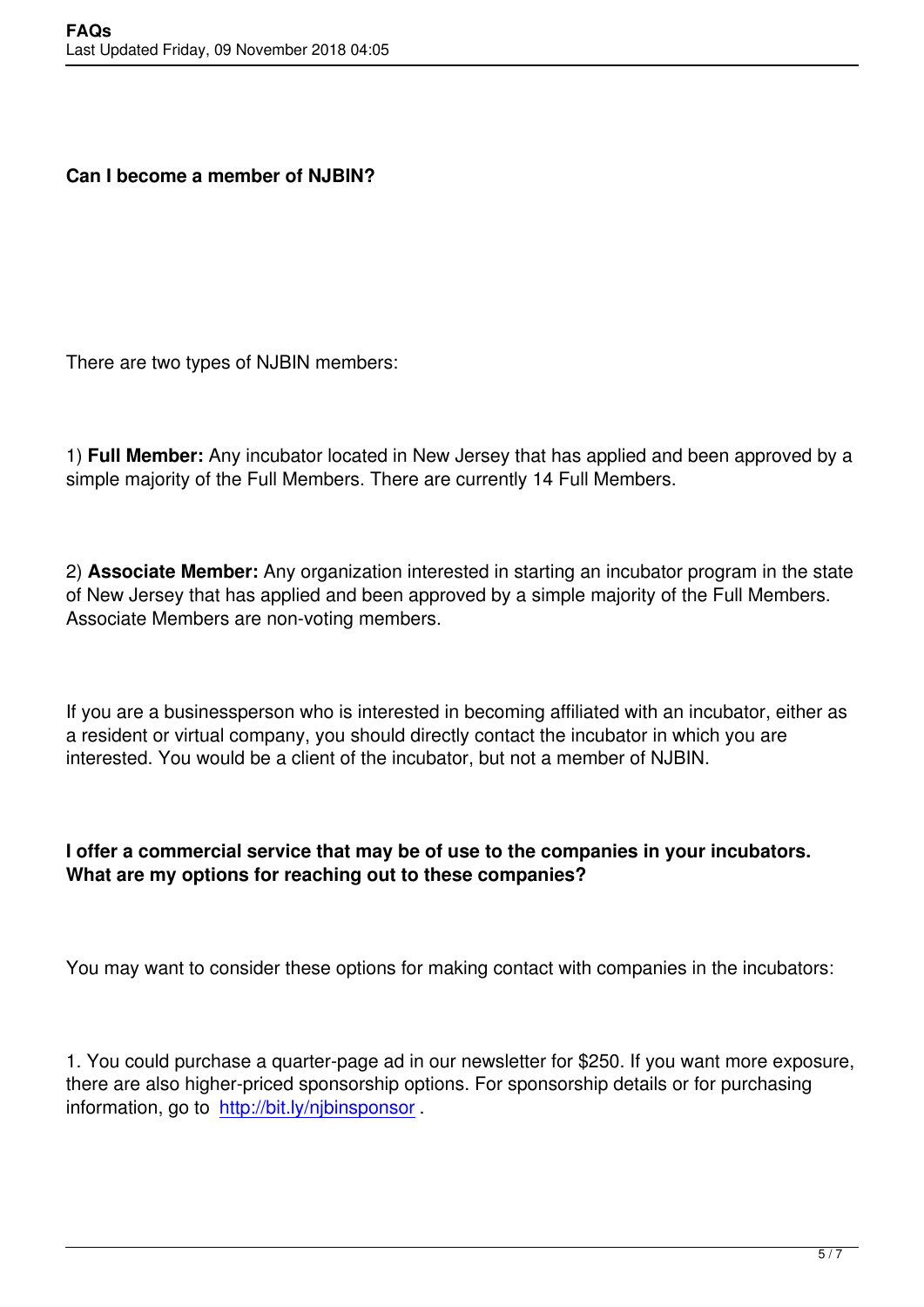**Can I become a member of NJBIN?**

There are two types of NJBIN members:

1) **Full Member:** Any incubator located in New Jersey that has applied and been approved by a simple majority of the Full Members. There are currently 14 Full Members.

2) **Associate Member:** Any organization interested in starting an incubator program in the state of New Jersey that has applied and been approved by a simple majority of the Full Members. Associate Members are non-voting members.

If you are a businessperson who is interested in becoming affiliated with an incubator, either as a resident or virtual company, you should directly contact the incubator in which you are interested. You would be a client of the incubator, but not a member of NJBIN.

**I offer a commercial service that may be of use to the companies in your incubators. What are my options for reaching out to these companies?**

You may want to consider these options for making contact with companies in the incubators:

1. You could purchase a quarter-page ad in our newsletter for $250. If you want more exposure, there are also higher-priced sponsorship options. For sponsorship details or for purchasing information, go to [http://bit.ly/njbinsponsor](http://bit.ly/njbinsponsor) .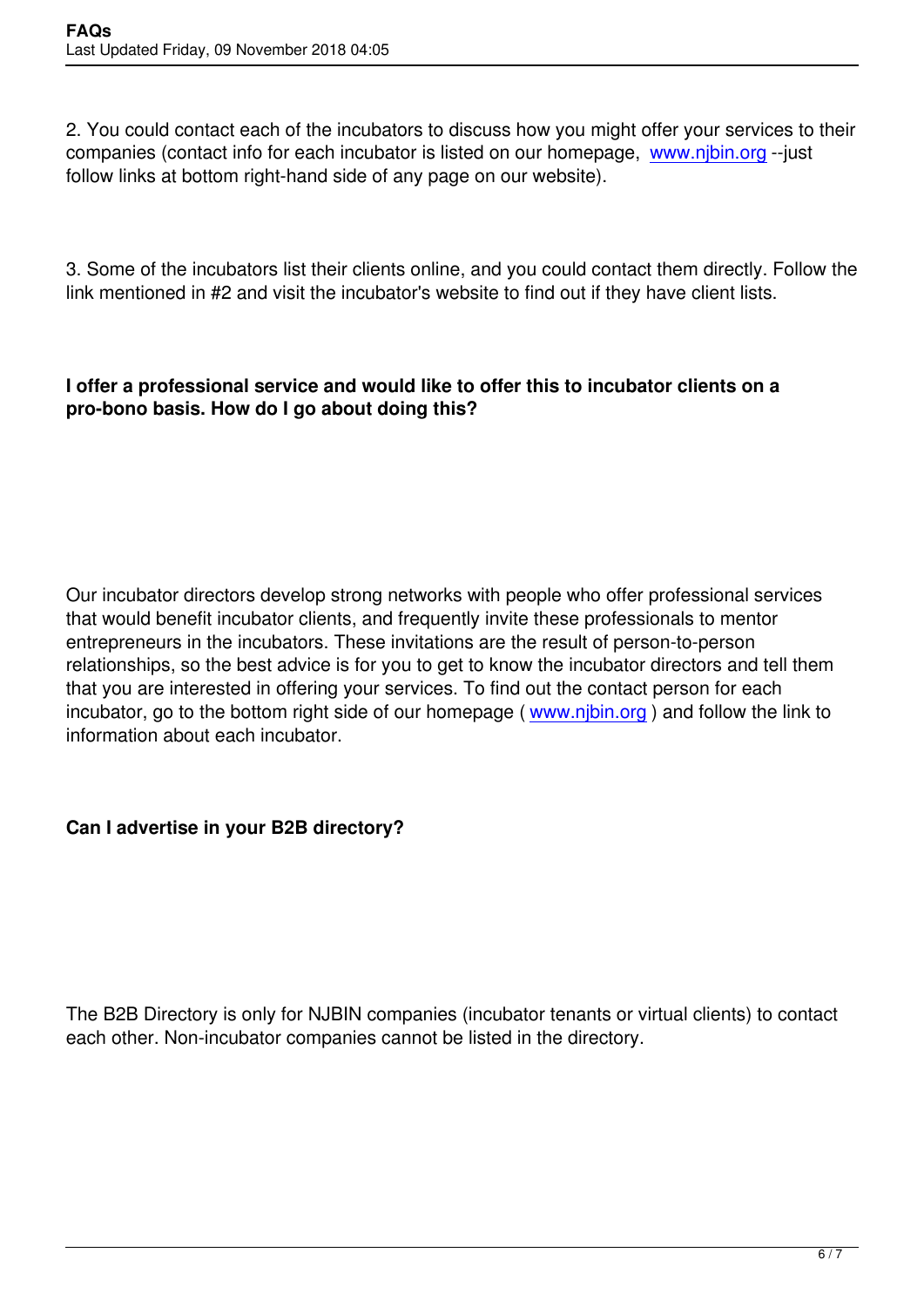2. You could contact each of the incubators to discuss how you might offer your services to their companies (contact info for each incubator is listed on our homepage, [www.njbin.org](http://www.njbin.org) --just follow links at bottom right-hand side of any page on our website).

3. Some of the incubators list their clients online, and you could contact them directly. Follow the link mentioned in #2 and visit the incubator's website to find out if they have client lists.

**I offer a professional service and would like to offer this to incubator clients on a pro-bono basis. How do I go about doing this?**

Our incubator directors develop strong networks with people who offer professional services that would benefit incubator clients, and frequently invite these professionals to mentor entrepreneurs in the incubators. These invitations are the result of person-to-person relationships, so the best advice is for you to get to know the incubator directors and tell them that you are interested in offering your services. To find out the contact person for each incubator, go to the bottom right side of our homepage ( [www.njbin.org](http://www.njbin.org) ) and follow the link to information about each incubator.

**Can I advertise in your B2B directory?**

The B2B Directory is only for NJBIN companies (incubator tenants or virtual clients) to contact each other. Non-incubator companies cannot be listed in the directory.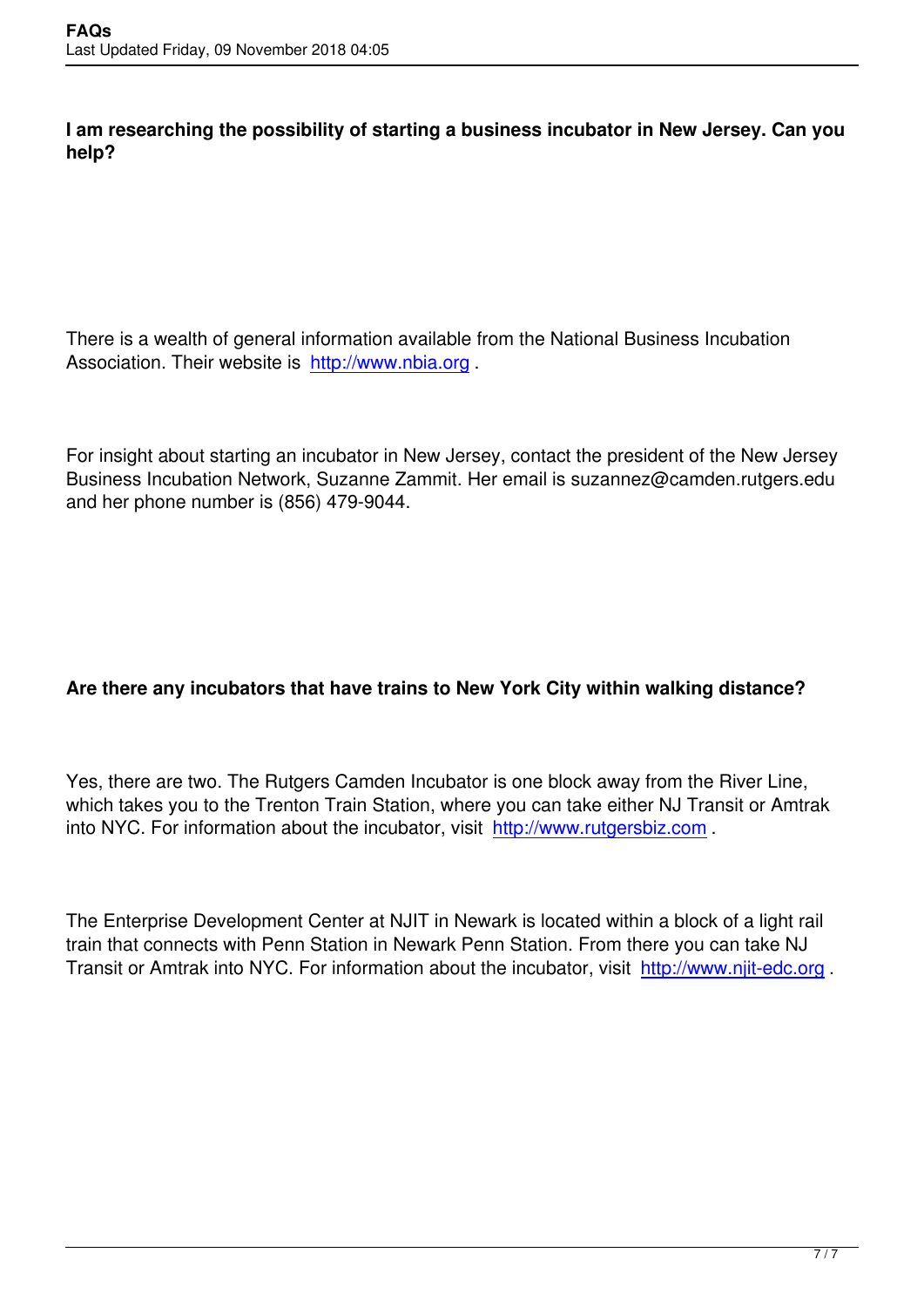**I am researching the possibility of starting a business incubator in New Jersey. Can you help?**

There is a wealth of general information available from the National Business Incubation Association. Their website is [http://www.nbia.org](http://www.nbia.org) .

For insight about starting an incubator in New Jersey, contact the president of the New Jersey Business Incubation Network, Suzanne Zammit. Her email is suzannez@camden.rutgers.edu and her phone number is (856) 479-9044.

**Are there any incubators that have trains to New York City within walking distance?**

Yes, there are two. The Rutgers Camden Incubator is one block away from the River Line, which takes you to the Trenton Train Station, where you can take either NJ Transit or Amtrak into NYC. For information about the incubator, visit [http://www.rutgersbiz.com](http://www.rutgersbiz.com) .

The Enterprise Development Center at NJIT in Newark is located within a block of a light rail train that connects with Penn Station in Newark Penn Station. From there you can take NJ Transit or Amtrak into NYC. For information about the incubator, visit [http://www.njit-edc.org](http://www.njit-edc.org) .